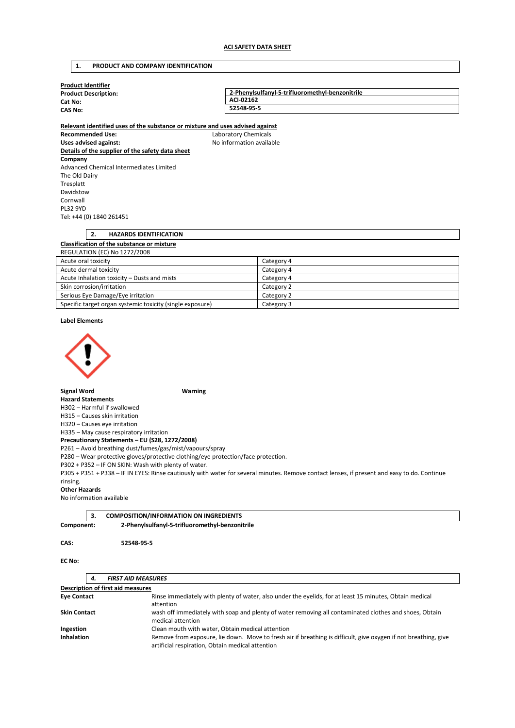**ACI SAFETY DATA SHEET**

## 1. PRODUCT AND COMPANY IDENTIFICATION

**Product Identifier**

| | |
|---|---|
| **Product Description:** | **2-Phenylsulfanyl-5-trifluoromethyl-benzonitrile** |
| **Cat No:** | **ACI-02162** |
| **CAS No:** | **52548-95-5** |

**Relevant identified uses of the substance or mixture and uses advised against**

**Recommended Use:** Laboratory Chemicals
**Uses advised against:** No information available

**Details of the supplier of the safety data sheet**

**Company**
Advanced Chemical Intermediates Limited
The Old Dairy
Tresplatt
Davidstow
Cornwall
PL32 9YD
Tel: +44 (0) 1840 261451

## 2. HAZARDS IDENTIFICATION

**Classification of the substance or mixture**

REGULATION (EC) No 1272/2008

| | |
|---|---|
| Acute oral toxicity | Category 4 |
| Acute dermal toxicity | Category 4 |
| Acute Inhalation toxicity – Dusts and mists | Category 4 |
| Skin corrosion/irritation | Category 2 |
| Serious Eye Damage/Eye irritation | Category 2 |
| Specific target organ systemic toxicity (single exposure) | Category 3 |

**Label Elements**

**Signal Word** **Warning**

**Hazard Statements**
H302 – Harmful if swallowed
H315 – Causes skin irritation
H320 – Causes eye irritation
H335 – May cause respiratory irritation

**Precautionary Statements – EU (S28, 1272/2008)**
P261 – Avoid breathing dust/fumes/gas/mist/vapours/spray
P280 – Wear protective gloves/protective clothing/eye protection/face protection.
P302 + P352 – IF ON SKIN: Wash with plenty of water.
P305 + P351 + P338 – IF IN EYES: Rinse cautiously with water for several minutes. Remove contact lenses, if present and easy to do. Continue rinsing.

**Other Hazards**
No information available

## 3. COMPOSITION/INFORMATION ON INGREDIENTS

**Component:** **2-Phenylsulfanyl-5-trifluoromethyl-benzonitrile**

**CAS:** **52548-95-5**

**EC No:**

## 4. *FIRST AID MEASURES*

**Description of first aid measures**

| | |
|---|---|
| **Eye Contact** | Rinse immediately with plenty of water, also under the eyelids, for at least 15 minutes, Obtain medical attention |
| **Skin Contact** | wash off immediately with soap and plenty of water removing all contaminated clothes and shoes, Obtain medical attention |
| **Ingestion** | Clean mouth with water, Obtain medical attention |
| **Inhalation** | Remove from exposure, lie down. Move to fresh air if breathing is difficult, give oxygen if not breathing, give artificial respiration, Obtain medical attention |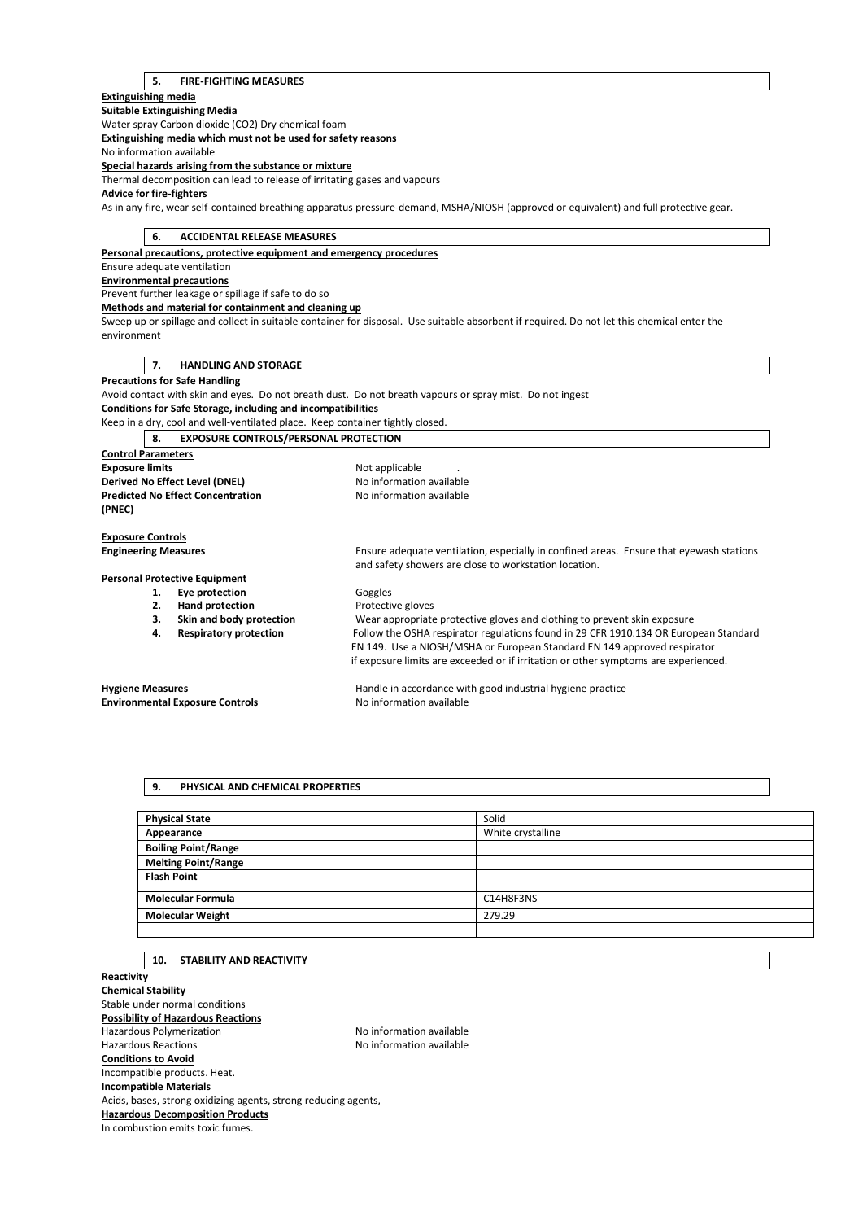## 5. FIRE-FIGHTING MEASURES

**Extinguishing media**

**Suitable Extinguishing Media**

Water spray Carbon dioxide ($CO_2$) Dry chemical foam

**Extinguishing media which must not be used for safety reasons**

No information available

**Special hazards arising from the substance or mixture**

Thermal decomposition can lead to release of irritating gases and vapours

**Advice for fire-fighters**

As in any fire, wear self-contained breathing apparatus pressure-demand, MSHA/NIOSH (approved or equivalent) and full protective gear.

## 6. ACCIDENTAL RELEASE MEASURES

**Personal precautions, protective equipment and emergency procedures**

Ensure adequate ventilation

**Environmental precautions**

Prevent further leakage or spillage if safe to do so

**Methods and material for containment and cleaning up**

Sweep up or spillage and collect in suitable container for disposal. Use suitable absorbent if required. Do not let this chemical enter the environment

## 7. HANDLING AND STORAGE

**Precautions for Safe Handling**

Avoid contact with skin and eyes. Do not breath dust. Do not breath vapours or spray mist. Do not ingest

**Conditions for Safe Storage, including and incompatibilities**

Keep in a dry, cool and well-ventilated place. Keep container tightly closed.

## 8. EXPOSURE CONTROLS/PERSONAL PROTECTION

**Control Parameters**

**Exposure limits** Not applicable .

**Derived No Effect Level (DNEL)** No information available

**Predicted No Effect Concentration (PNEC)** No information available

**Exposure Controls**

**Engineering Measures** Ensure adequate ventilation, especially in confined areas. Ensure that eyewash stations and safety showers are close to workstation location.

**Personal Protective Equipment**

1. **Eye protection** Goggles
2. **Hand protection** Protective gloves
3. **Skin and body protection** Wear appropriate protective gloves and clothing to prevent skin exposure
4. **Respiratory protection** Follow the OSHA respirator regulations found in 29 CFR 1910.134 OR European Standard EN 149. Use a NIOSH/MSHA or European Standard EN 149 approved respirator if exposure limits are exceeded or if irritation or other symptoms are experienced.

**Hygiene Measures** Handle in accordance with good industrial hygiene practice

**Environmental Exposure Controls** No information available

## 9. PHYSICAL AND CHEMICAL PROPERTIES

| **Physical State** | Solid |
|---|---|
| **Appearance** | White crystalline |
| **Boiling Point/Range** | |
| **Melting Point/Range** | |
| **Flash Point** | |
| **Molecular Formula** | $C_{14}H_8F_3NS$ |
| **Molecular Weight** | 279.29 |
| | |

## 10. STABILITY AND REACTIVITY

**Reactivity**

**Chemical Stability**

Stable under normal conditions

**Possibility of Hazardous Reactions**

Hazardous Polymerization No information available

Hazardous Reactions No information available

**Conditions to Avoid**

Incompatible products. Heat.

**Incompatible Materials**

Acids, bases, strong oxidizing agents, strong reducing agents,

**Hazardous Decomposition Products**

In combustion emits toxic fumes.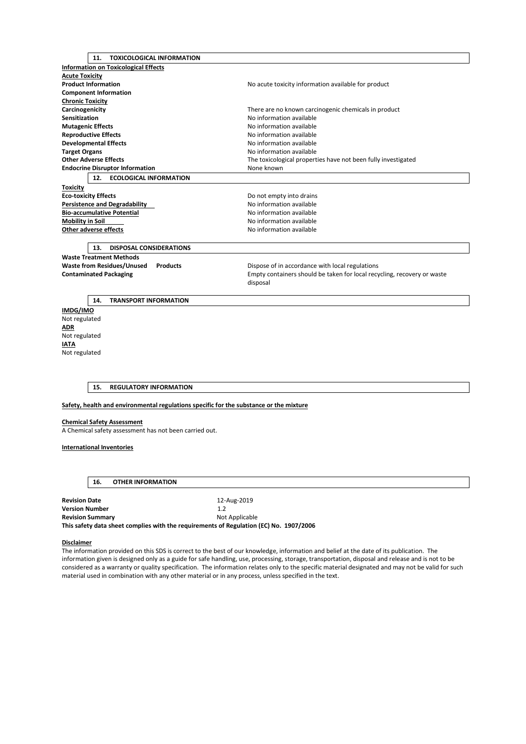## 11. TOXICOLOGICAL INFORMATION

**Information on Toxicological Effects**

**Acute Toxicity**

| | |
|---|---|
| **Product Information** | No acute toxicity information available for product |
| **Component Information** | |

**Chronic Toxicity**

| | |
|---|---|
| **Carcinogenicity** | There are no known carcinogenic chemicals in product |
| **Sensitization** | No information available |
| **Mutagenic Effects** | No information available |
| **Reproductive Effects** | No information available |
| **Developmental Effects** | No information available |
| **Target Organs** | No information available |
| **Other Adverse Effects** | The toxicological properties have not been fully investigated |
| **Endocrine Disruptor Information** | None known |

## 12. ECOLOGICAL INFORMATION

**Toxicity**

| | |
|---|---|
| **Eco-toxicity Effects** | Do not empty into drains |
| **Persistence and Degradability** | No information available |
| **Bio-accumulative Potential** | No information available |
| **Mobility in Soil** | No information available |
| **Other adverse effects** | No information available |

## 13. DISPOSAL CONSIDERATIONS

**Waste Treatment Methods**

| | |
|---|---|
| **Waste from Residues/Unused Products** | Dispose of in accordance with local regulations |
| **Contaminated Packaging** | Empty containers should be taken for local recycling, recovery or waste disposal |

## 14. TRANSPORT INFORMATION

**IMDG/IMO**

Not regulated

**ADR**

Not regulated

**IATA**

Not regulated

## 15. REGULATORY INFORMATION

**Safety, health and environmental regulations specific for the substance or the mixture**

**Chemical Safety Assessment**

A Chemical safety assessment has not been carried out.

**International Inventories**

## 16. OTHER INFORMATION

| | |
|---|---|
| **Revision Date** | 12-Aug-2019 |
| **Version Number** | 1.2 |
| **Revision Summary** | Not Applicable |

**This safety data sheet complies with the requirements of Regulation (EC) No. 1907/2006**

**Disclaimer**

The information provided on this SDS is correct to the best of our knowledge, information and belief at the date of its publication. The information given is designed only as a guide for safe handling, use, processing, storage, transportation, disposal and release and is not to be considered as a warranty or quality specification. The information relates only to the specific material designated and may not be valid for such material used in combination with any other material or in any process, unless specified in the text.